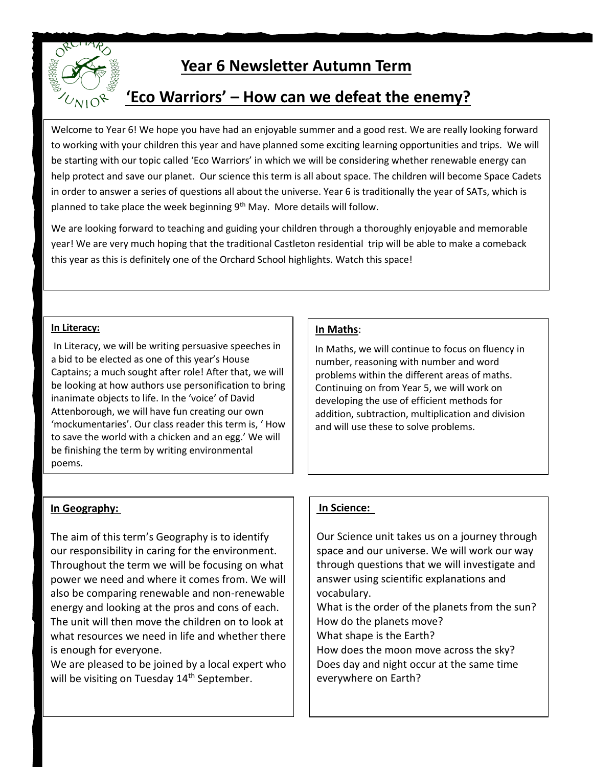# Year 6 Newsletter Autumn Term

## 'Eco Warriors' – How can we defeat the enemy?

Welcome to Year 6! We hope you have had an enjoyable summer and a good rest. We are really looking forward to working with your children this year and have planned some exciting learning opportunities and trips. We will be starting with our topic called 'Eco Warriors' in which we will be considering whether renewable energy can help protect and save our planet. Our science this term is all about space. The children will become Space Cadets in order to answer a series of questions all about the universe. Year 6 is traditionally the year of SATs, which is planned to take place the week beginning 9th May. More details will follow.

We are looking forward to teaching and guiding your children through a thoroughly enjoyable and memorable year! We are very much hoping that the traditional Castleton residential trip will be able to make a comeback this year as this is definitely one of the Orchard School highlights. Watch this space!

### In Literacy:

In Literacy, we will be writing persuasive speeches in a bid to be elected as one of this year's House Captains; a much sought after role! After that, we will be looking at how authors use personification to bring inanimate objects to life. In the 'voice' of David Attenborough, we will have fun creating our own 'mockumentaries'. Our class reader this term is, ' How to save the world with a chicken and an egg.' We will be finishing the term by writing environmental poems.

### In Maths:

In Maths, we will continue to focus on fluency in number, reasoning with number and word problems within the different areas of maths. Continuing on from Year 5, we will work on developing the use of efficient methods for addition, subtraction, multiplication and division and will use these to solve problems.

### In Geography:

The aim of this term's Geography is to identify our responsibility in caring for the environment. Throughout the term we will be focusing on what power we need and where it comes from. We will also be comparing renewable and non-renewable energy and looking at the pros and cons of each. The unit will then move the children on to look at what resources we need in life and whether there is enough for everyone.

We are pleased to be joined by a local expert who will be visiting on Tuesday 14th September.

### In Science:

Our Science unit takes us on a journey through space and our universe. We will work our way through questions that we will investigate and answer using scientific explanations and vocabulary.

What is the order of the planets from the sun?
How do the planets move?
What shape is the Earth?
How does the moon move across the sky?
Does day and night occur at the same time everywhere on Earth?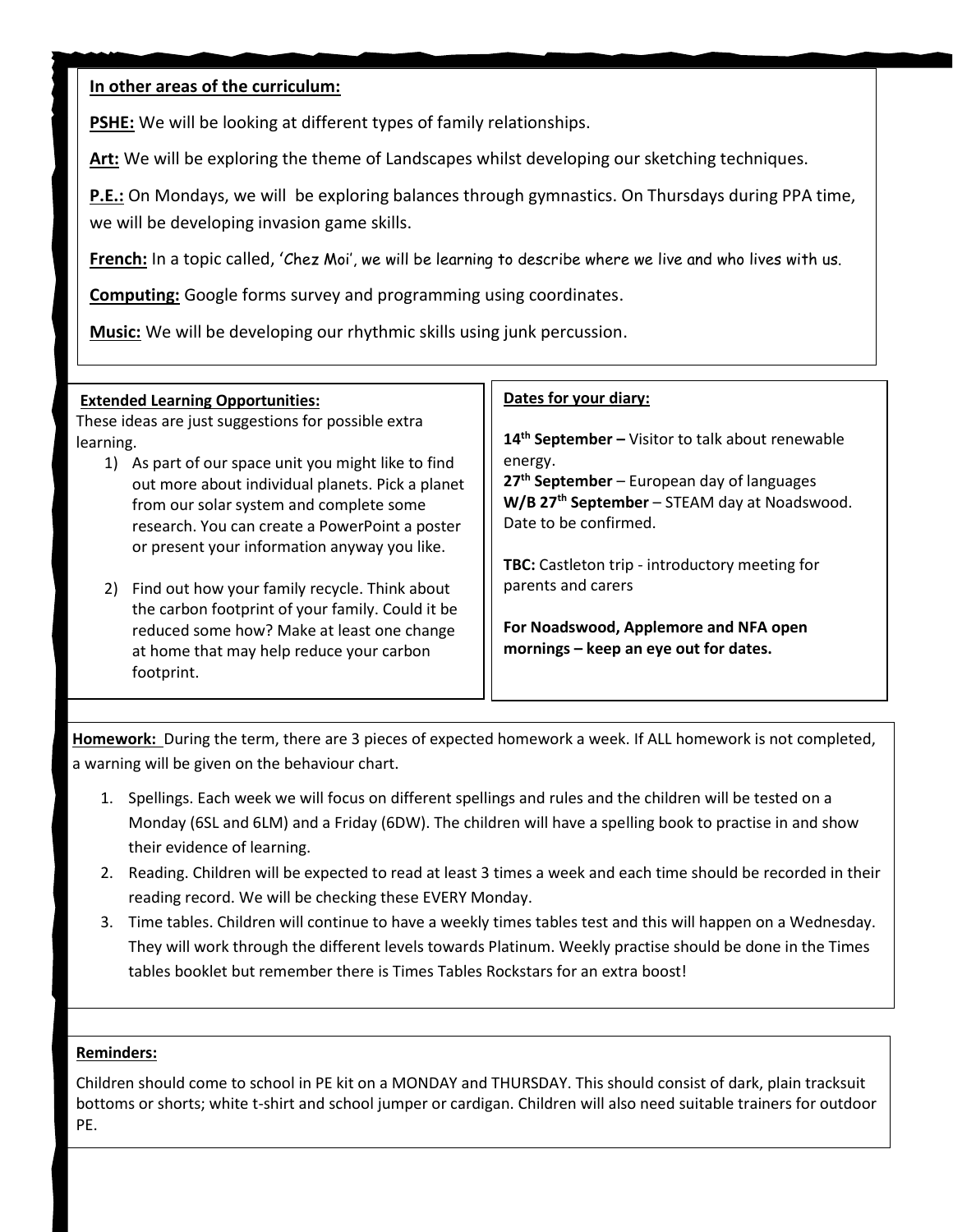**In other areas of the curriculum:**

**PSHE:** We will be looking at different types of family relationships.

**Art:** We will be exploring the theme of Landscapes whilst developing our sketching techniques.

**P.E.:** On Mondays, we will be exploring balances through gymnastics. On Thursdays during PPA time, we will be developing invasion game skills.

**French:** In a topic called, 'Chez Moi', we will be learning to describe where we live and who lives with us.

**Computing:** Google forms survey and programming using coordinates.

**Music:** We will be developing our rhythmic skills using junk percussion.

**Extended Learning Opportunities:**

These ideas are just suggestions for possible extra learning.

1) As part of our space unit you might like to find out more about individual planets. Pick a planet from our solar system and complete some research. You can create a PowerPoint a poster or present your information anyway you like.
2) Find out how your family recycle. Think about the carbon footprint of your family. Could it be reduced some how? Make at least one change at home that may help reduce your carbon footprint.

**Dates for your diary:**

**14th September –** Visitor to talk about renewable energy.
**27th September** – European day of languages
**W/B 27th September** – STEAM day at Noadswood. Date to be confirmed.

**TBC:** Castleton trip - introductory meeting for parents and carers

**For Noadswood, Applemore and NFA open mornings – keep an eye out for dates.**

**Homework:** During the term, there are 3 pieces of expected homework a week. If ALL homework is not completed, a warning will be given on the behaviour chart.

1. Spellings. Each week we will focus on different spellings and rules and the children will be tested on a Monday (6SL and 6LM) and a Friday (6DW). The children will have a spelling book to practise in and show their evidence of learning.
2. Reading. Children will be expected to read at least 3 times a week and each time should be recorded in their reading record. We will be checking these EVERY Monday.
3. Time tables. Children will continue to have a weekly times tables test and this will happen on a Wednesday. They will work through the different levels towards Platinum. Weekly practise should be done in the Times tables booklet but remember there is Times Tables Rockstars for an extra boost!

**Reminders:**

Children should come to school in PE kit on a MONDAY and THURSDAY. This should consist of dark, plain tracksuit bottoms or shorts; white t-shirt and school jumper or cardigan. Children will also need suitable trainers for outdoor PE.